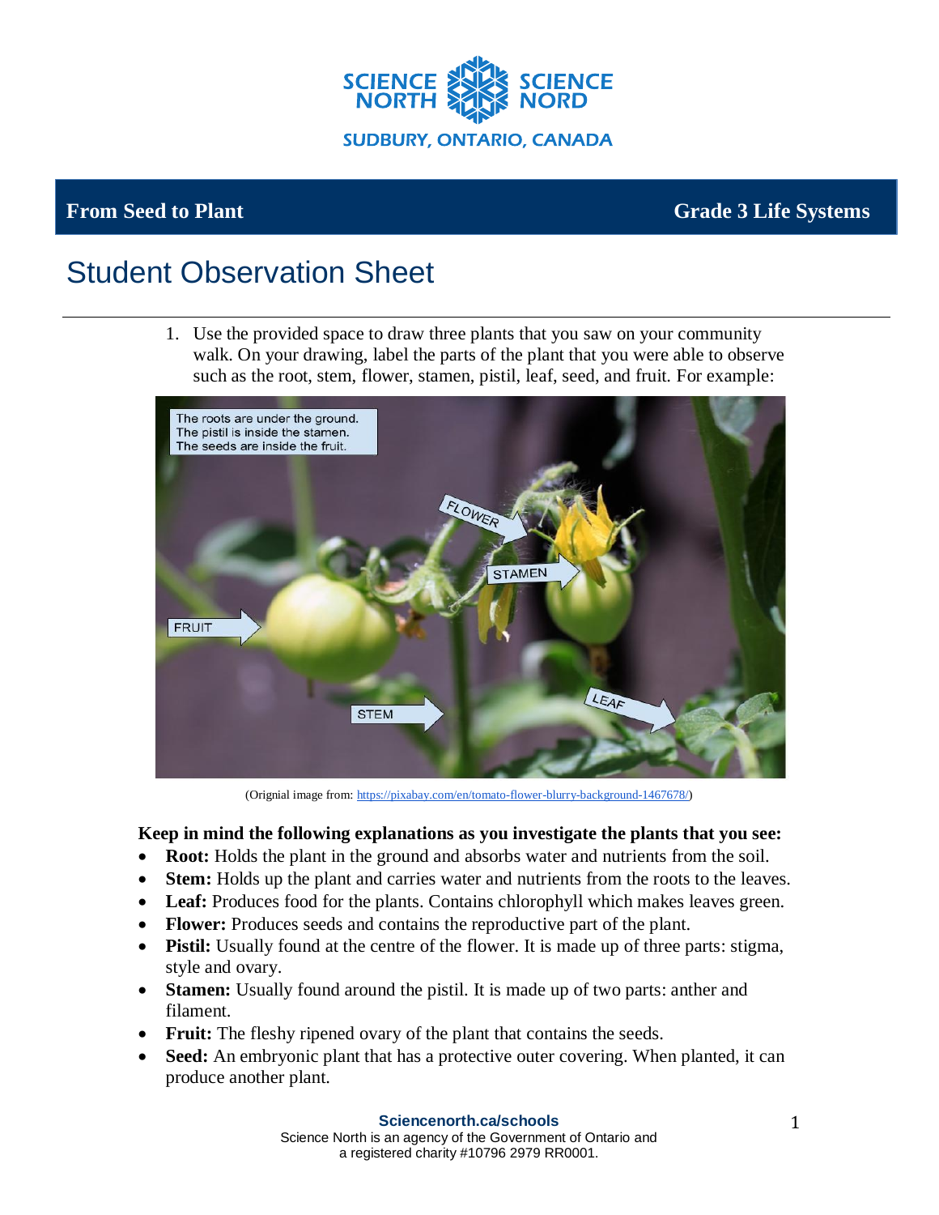SCIENCE NORTH | SCIENCE NORD

SUDBURY, ONTARIO, CANADA

**From Seed to Plant** | **Grade 3 Life Systems**

# Student Observation Sheet

1. Use the provided space to draw three plants that you saw on your community walk. On your drawing, label the parts of the plant that you were able to observe such as the root, stem, flower, stamen, pistil, leaf, seed, and fruit. For example:

The roots are under the ground.
The pistil is inside the stamen.
The seeds are inside the fruit.

FLOWER

STAMEN

FRUIT

STEM

LEAF

(Origninal image from: https://pixabay.com/en/tomato-flower-blurry-background-1467678/)

**Keep in mind the following explanations as you investigate the plants that you see:**

- **Root:** Holds the plant in the ground and absorbs water and nutrients from the soil.
- **Stem:** Holds up the plant and carries water and nutrients from the roots to the leaves.
- **Leaf:** Produces food for the plants. Contains chlorophyll which makes leaves green.
- **Flower:** Produces seeds and contains the reproductive part of the plant.
- **Pistil:** Usually found at the centre of the flower. It is made up of three parts: stigma, style and ovary.
- **Stamen:** Usually found around the pistil. It is made up of two parts: anther and filament.
- **Fruit:** The fleshy ripened ovary of the plant that contains the seeds.
- **Seed:** An embryonic plant that has a protective outer covering. When planted, it can produce another plant.

**Sciencenorth.ca/schools**
Science North is an agency of the Government of Ontario and a registered charity #10796 2979 RR0001.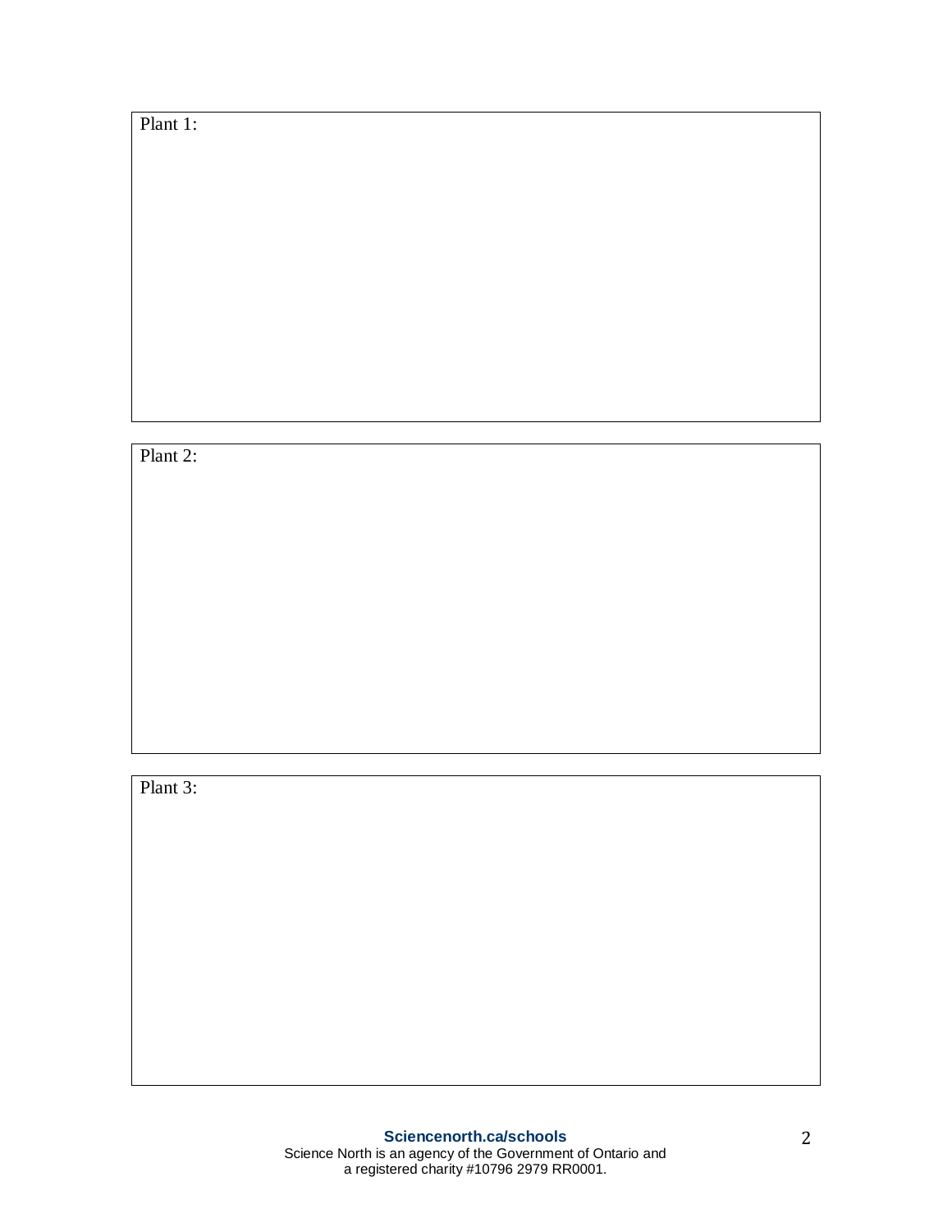Plant 1:

Plant 2:

Plant 3: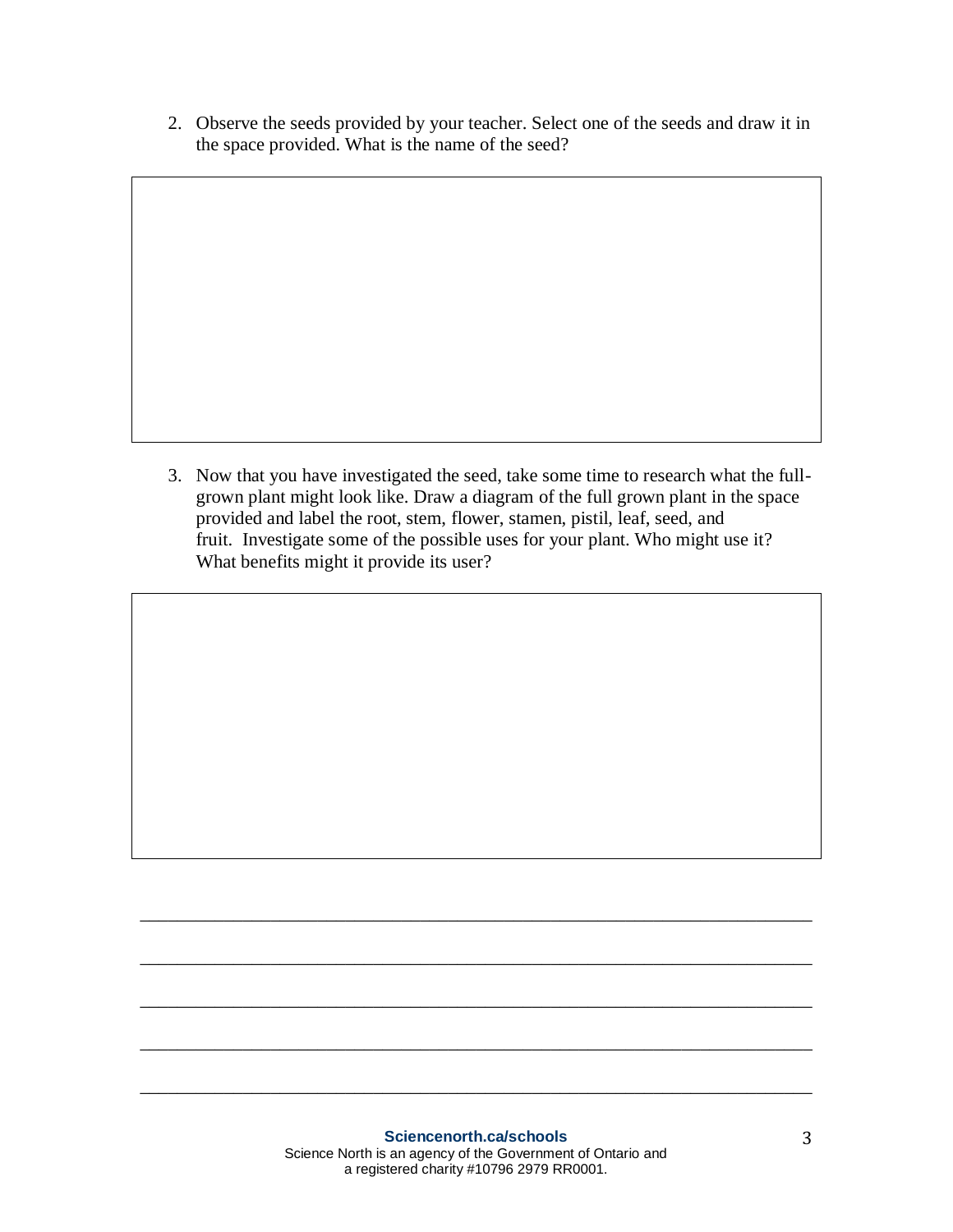2. Observe the seeds provided by your teacher. Select one of the seeds and draw it in the space provided. What is the name of the seed?

3. Now that you have investigated the seed, take some time to research what the full-grown plant might look like. Draw a diagram of the full grown plant in the space provided and label the root, stem, flower, stamen, pistil, leaf, seed, and fruit. Investigate some of the possible uses for your plant. Who might use it? What benefits might it provide its user?

______________________________________________________________________

______________________________________________________________________

______________________________________________________________________

______________________________________________________________________

______________________________________________________________________

**Sciencenorth.ca/schools**
Science North is an agency of the Government of Ontario and a registered charity #10796 2979 RR0001.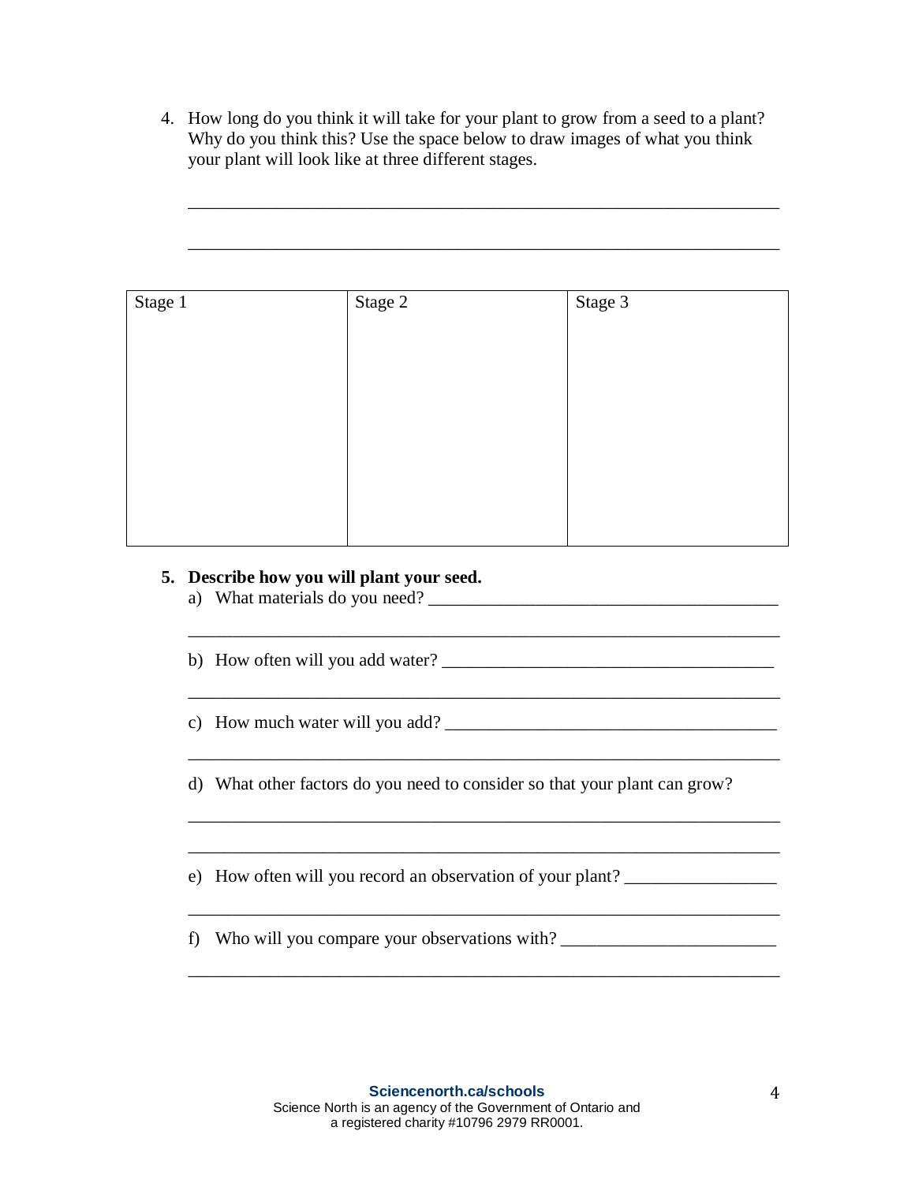4. How long do you think it will take for your plant to grow from a seed to a plant? Why do you think this? Use the space below to draw images of what you think your plant will look like at three different stages.

_________________________________________________________________

_________________________________________________________________

| Stage 1 | Stage 2 | Stage 3 |
|---|---|---|
| | | |

**5. Describe how you will plant your seed.**

a) What materials do you need? ______________________________________

_________________________________________________________________

b) How often will you add water? ____________________________________

_________________________________________________________________

c) How much water will you add? ____________________________________

_________________________________________________________________

d) What other factors do you need to consider so that your plant can grow?

_________________________________________________________________

_________________________________________________________________

e) How often will you record an observation of your plant? ________________

_________________________________________________________________

f) Who will you compare your observations with? _______________________

_________________________________________________________________

**Sciencenorth.ca/schools**
Science North is an agency of the Government of Ontario and a registered charity #10796 2979 RR0001.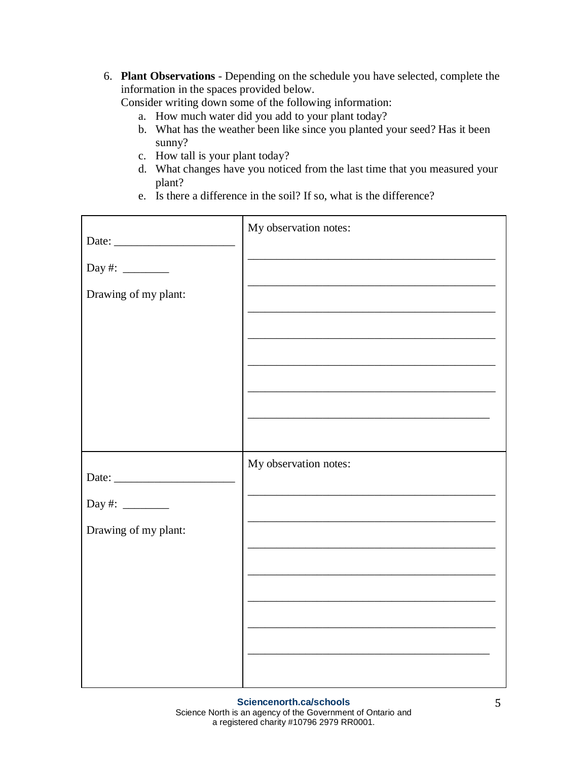6. **Plant Observations** - Depending on the schedule you have selected, complete the information in the spaces provided below.
   Consider writing down some of the following information:
   a. How much water did you add to your plant today?
   b. What has the weather been like since you planted your seed? Has it been sunny?
   c. How tall is your plant today?
   d. What changes have you noticed from the last time that you measured your plant?
   e. Is there a difference in the soil? If so, what is the difference?

| | |
|---|---|
| Date: ____________________<br><br>Day #: ________<br><br>Drawing of my plant: | My observation notes:<br><br>____________________________________________<br><br>____________________________________________<br><br>____________________________________________<br><br>____________________________________________<br><br>____________________________________________<br><br>____________________________________________<br><br>____________________________________________ |
| Date: ____________________<br><br>Day #: ________<br><br>Drawing of my plant: | My observation notes:<br><br>____________________________________________<br><br>____________________________________________<br><br>____________________________________________<br><br>____________________________________________<br><br>____________________________________________<br><br>____________________________________________<br><br>____________________________________________ |

**Sciencenorth.ca/schools**
Science North is an agency of the Government of Ontario and a registered charity #10796 2979 RR0001.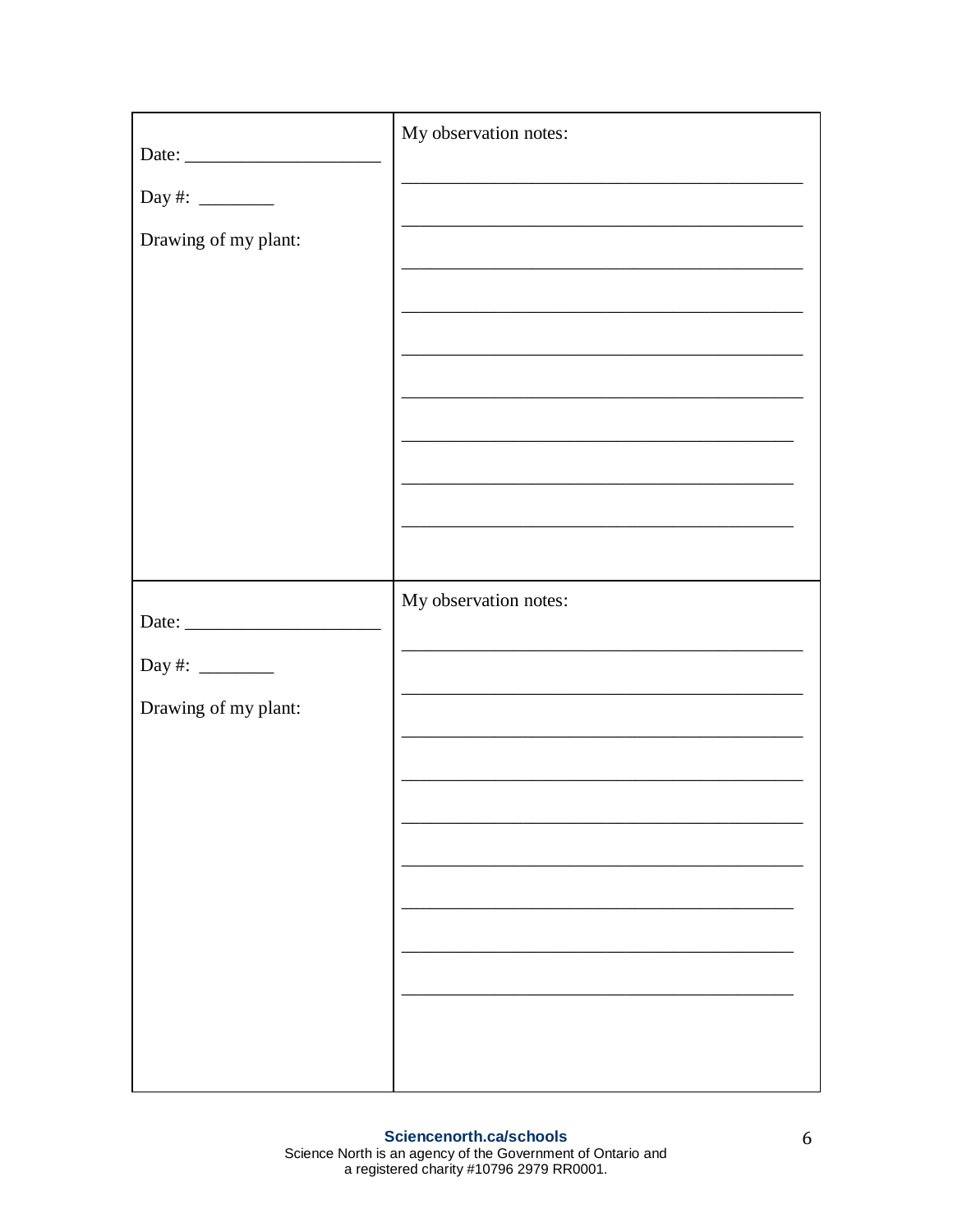| Date: ____________________ <br><br> Day #: ________ <br><br> Drawing of my plant: | My observation notes: <br><br> ____________________________________________ <br><br> ____________________________________________ <br><br> ____________________________________________ <br><br> ____________________________________________ <br><br> ____________________________________________ <br><br> ____________________________________________ <br><br> ____________________________________________ <br><br> ____________________________________________ <br><br> ____________________________________________ |
|---|---|
| Date: ____________________ <br><br> Day #: ________ <br><br> Drawing of my plant: | My observation notes: <br><br> ____________________________________________ <br><br> ____________________________________________ <br><br> ____________________________________________ <br><br> ____________________________________________ <br><br> ____________________________________________ <br><br> ____________________________________________ <br><br> ____________________________________________ <br><br> ____________________________________________ <br><br> ____________________________________________ |

**Sciencenorth.ca/schools**
Science North is an agency of the Government of Ontario and
a registered charity #10796 2979 RR0001.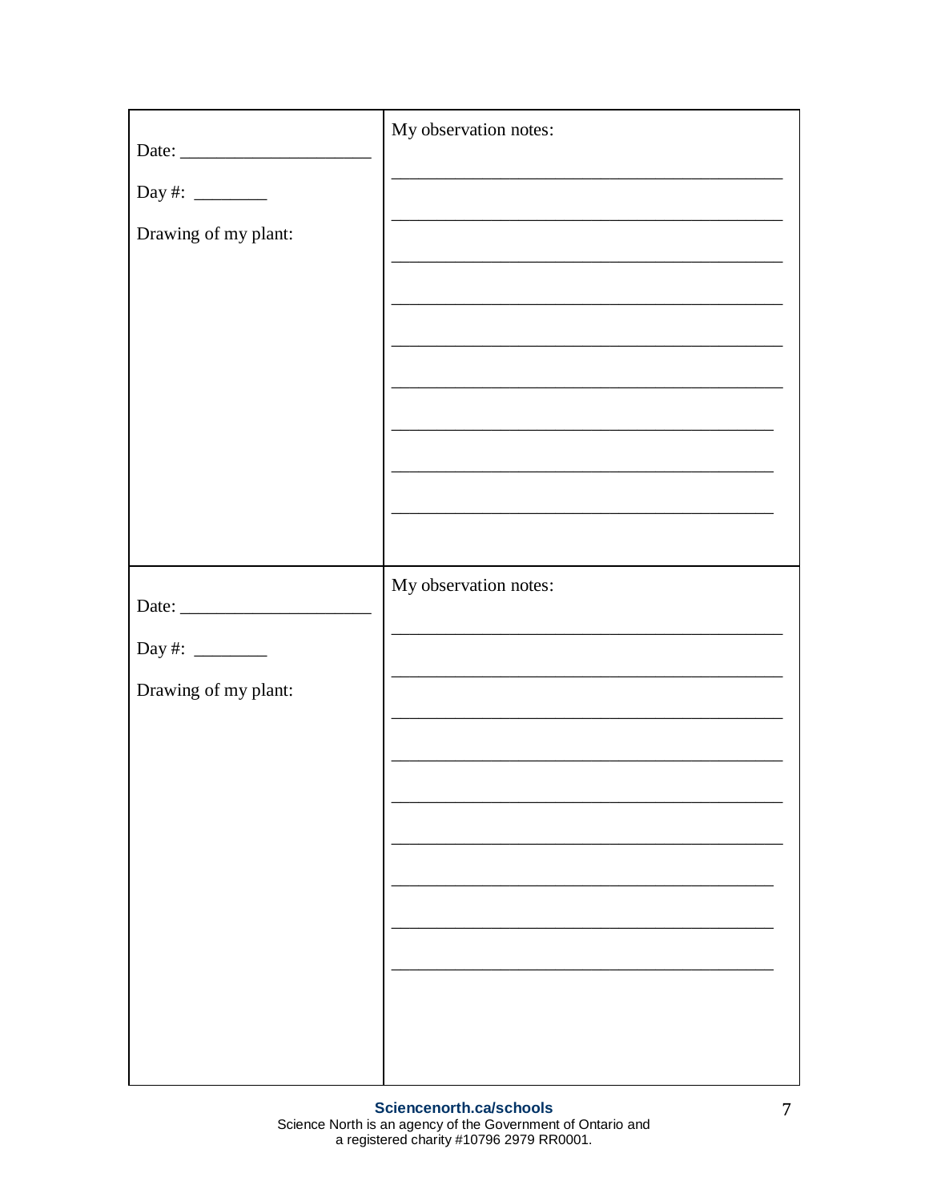| Date: ____________________<br><br>Day #: ________<br><br>Drawing of my plant: | My observation notes:<br><br>__________________________________________<br><br>__________________________________________<br><br>__________________________________________<br><br>__________________________________________<br><br>__________________________________________<br><br>__________________________________________<br><br>__________________________________________<br><br>__________________________________________<br><br>__________________________________________ |
|---|---|
| Date: ____________________<br><br>Day #: ________<br><br>Drawing of my plant: | My observation notes:<br><br>__________________________________________<br><br>__________________________________________<br><br>__________________________________________<br><br>__________________________________________<br><br>__________________________________________<br><br>__________________________________________<br><br>__________________________________________<br><br>__________________________________________<br><br>__________________________________________ |

**Sciencenorth.ca/schools**
Science North is an agency of the Government of Ontario and a registered charity #10796 2979 RR0001.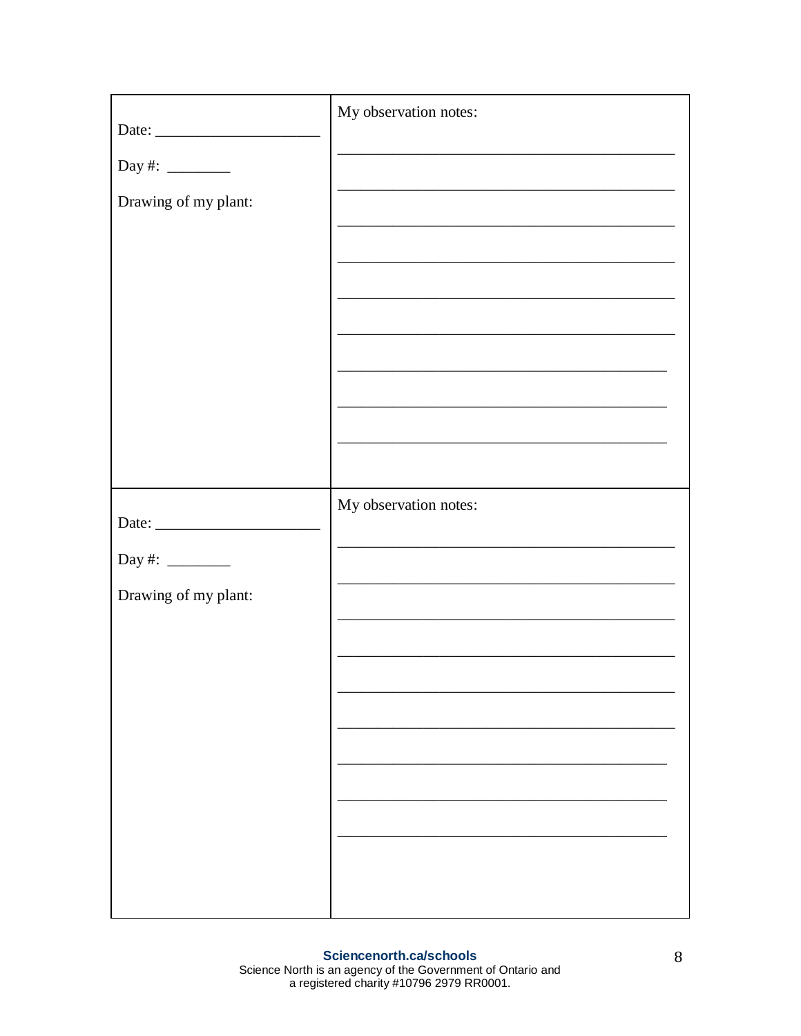| Date: ____________________ | My observation notes: |
|---|---|
| Day #: ________ | ____________________________________________ |
| Drawing of my plant: | ____________________________________________ |
| | ____________________________________________ |
| | ____________________________________________ |
| | ____________________________________________ |
| | ____________________________________________ |
| | ____________________________________________ |
| | ____________________________________________ |
| | ____________________________________________ |

| Date: ____________________ | My observation notes: |
|---|---|
| Day #: ________ | ____________________________________________ |
| Drawing of my plant: | ____________________________________________ |
| | ____________________________________________ |
| | ____________________________________________ |
| | ____________________________________________ |
| | ____________________________________________ |
| | ____________________________________________ |
| | ____________________________________________ |
| | ____________________________________________ |

**Sciencenorth.ca/schools**
Science North is an agency of the Government of Ontario and
a registered charity #10796 2979 RR0001.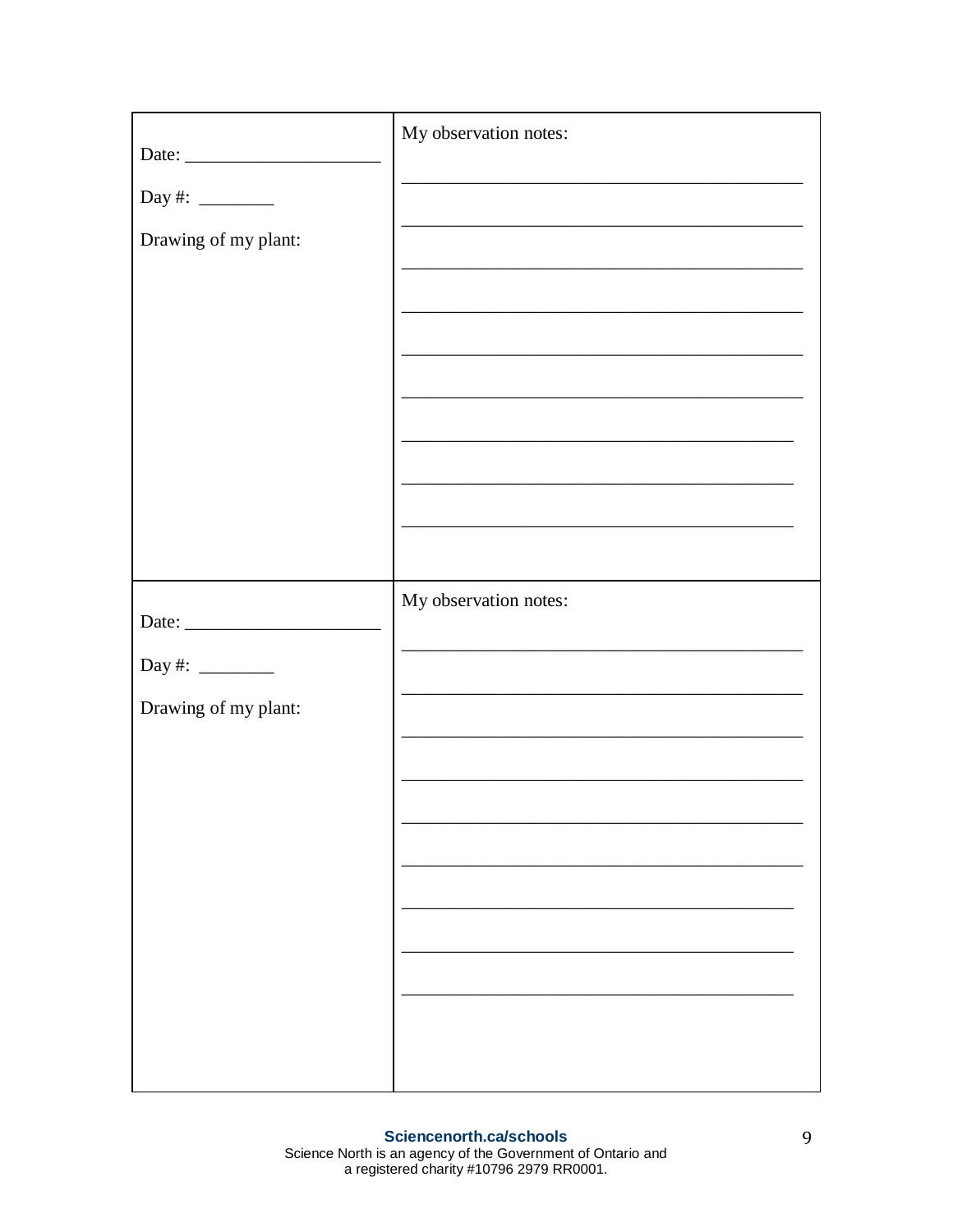| Date: _____________________<br><br>Day #: ________<br><br>Drawing of my plant: | My observation notes:<br><br>___________________________________________<br><br>___________________________________________<br><br>___________________________________________<br><br>___________________________________________<br><br>___________________________________________<br><br>___________________________________________<br><br>__________________________________________<br><br>__________________________________________<br><br>__________________________________________ |
| --- | --- |
| Date: _____________________<br><br>Day #: ________<br><br>Drawing of my plant: | My observation notes:<br><br>___________________________________________<br><br>___________________________________________<br><br>___________________________________________<br><br>___________________________________________<br><br>___________________________________________<br><br>___________________________________________<br><br>__________________________________________<br><br>__________________________________________<br><br>__________________________________________ |

**Sciencenorth.ca/schools**
Science North is an agency of the Government of Ontario and
a registered charity #10796 2979 RR0001.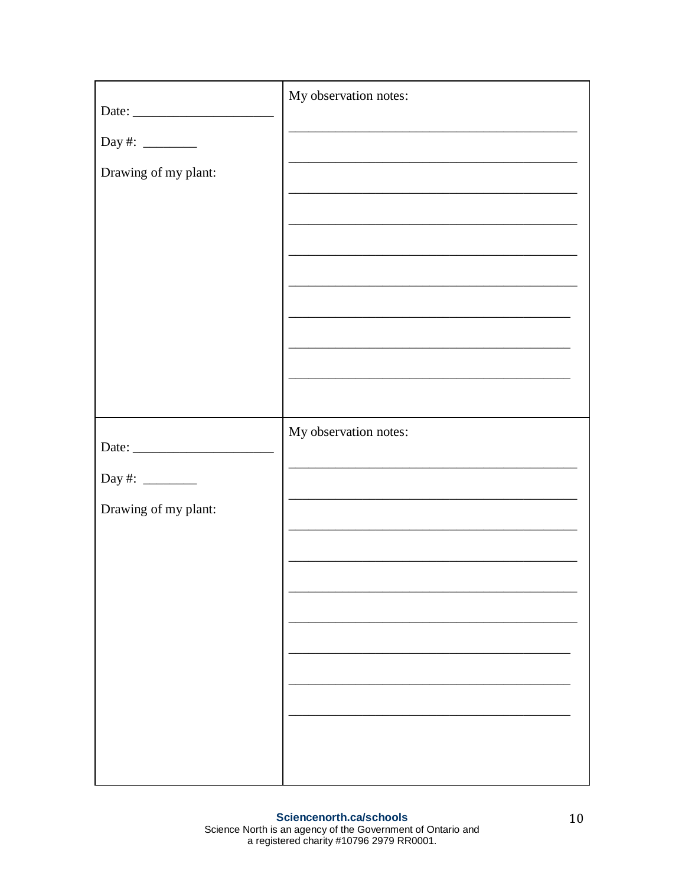| Date: _____________________<br><br>Day #: ________<br><br>Drawing of my plant: | My observation notes:<br><br>____________________________________________<br><br>____________________________________________<br><br>____________________________________________<br><br>____________________________________________<br><br>____________________________________________<br><br>____________________________________________<br><br>___________________________________________<br><br>___________________________________________<br><br>___________________________________________ |
|---|---|
| Date: _____________________<br><br>Day #: ________<br><br>Drawing of my plant: | My observation notes:<br><br>____________________________________________<br><br>____________________________________________<br><br>____________________________________________<br><br>____________________________________________<br><br>____________________________________________<br><br>____________________________________________<br><br>___________________________________________<br><br>___________________________________________<br><br>___________________________________________ |

**Sciencenorth.ca/schools**
Science North is an agency of the Government of Ontario and
a registered charity #10796 2979 RR0001.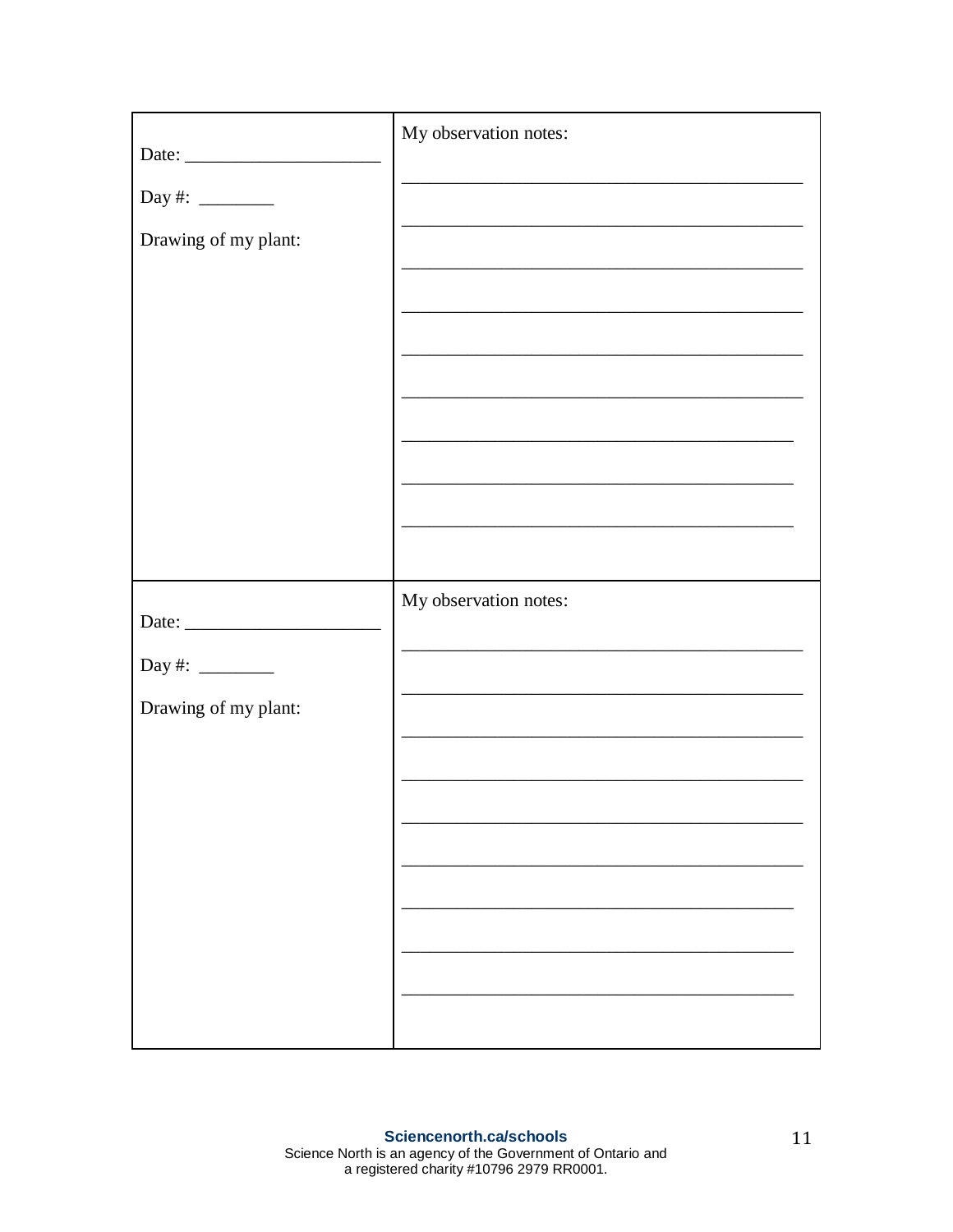| Date: ____________________ <br><br> Day #: ________ <br><br> Drawing of my plant: | My observation notes: <br><br> ________________________________________ <br><br> ________________________________________ <br><br> ________________________________________ <br><br> ________________________________________ <br><br> ________________________________________ <br><br> ________________________________________ <br><br> ________________________________________ <br><br> ________________________________________ <br><br> ________________________________________ |
| --- | --- |
| Date: ____________________ <br><br> Day #: ________ <br><br> Drawing of my plant: | My observation notes: <br><br> ________________________________________ <br><br> ________________________________________ <br><br> ________________________________________ <br><br> ________________________________________ <br><br> ________________________________________ <br><br> ________________________________________ <br><br> ________________________________________ <br><br> ________________________________________ <br><br> ________________________________________ |

**Sciencenorth.ca/schools**
Science North is an agency of the Government of Ontario and
a registered charity #10796 2979 RR0001.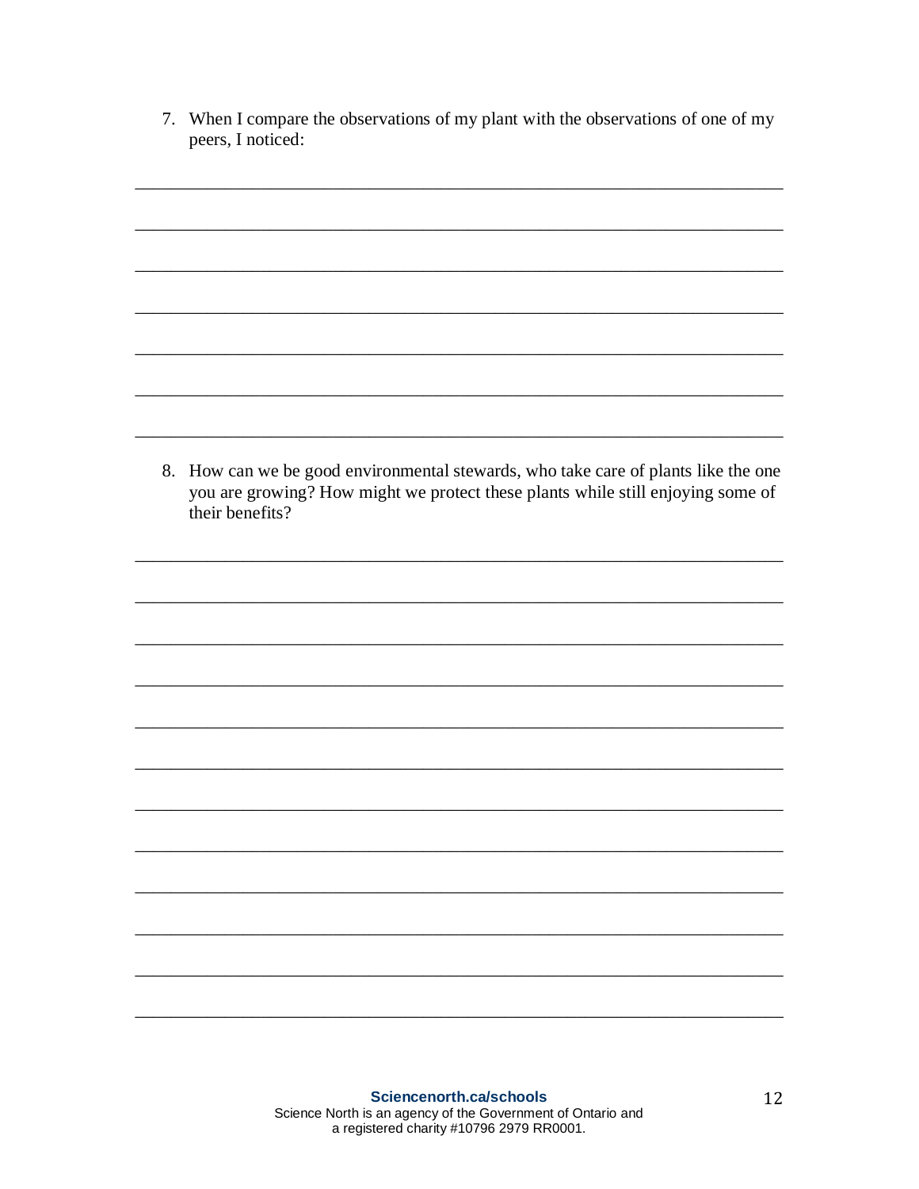7. When I compare the observations of my plant with the observations of one of my peers, I noticed:

_______________________________________________________________________

_______________________________________________________________________

_______________________________________________________________________

_______________________________________________________________________

_______________________________________________________________________

_______________________________________________________________________

_______________________________________________________________________

8. How can we be good environmental stewards, who take care of plants like the one you are growing? How might we protect these plants while still enjoying some of their benefits?

_______________________________________________________________________

_______________________________________________________________________

_______________________________________________________________________

_______________________________________________________________________

_______________________________________________________________________

_______________________________________________________________________

_______________________________________________________________________

_______________________________________________________________________

_______________________________________________________________________

_______________________________________________________________________

_______________________________________________________________________

_______________________________________________________________________

**Sciencenorth.ca/schools**
Science North is an agency of the Government of Ontario and a registered charity #10796 2979 RR0001.